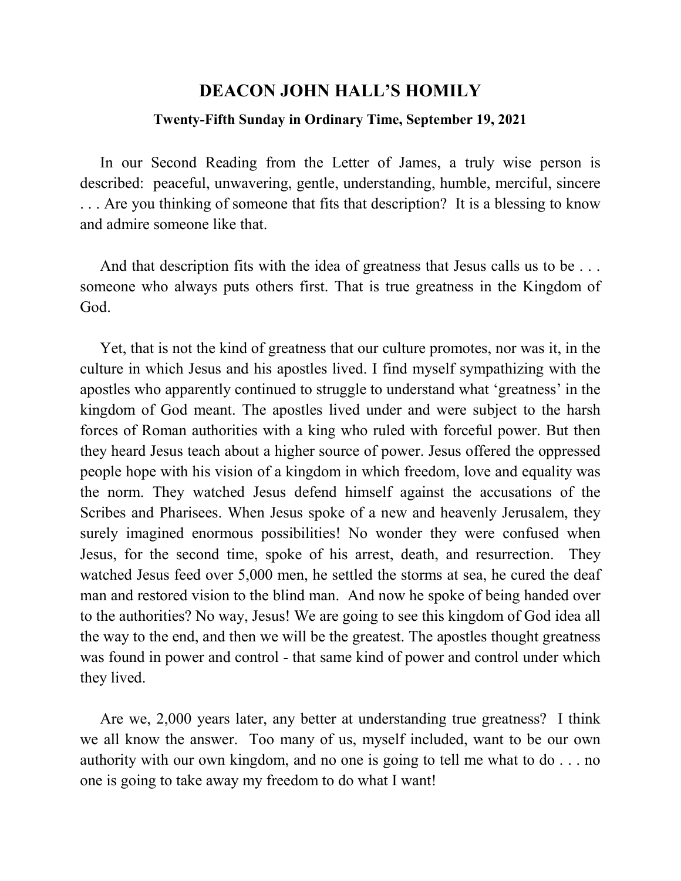# DEACON JOHN HALL'S HOMILY

### Twenty-Fifth Sunday in Ordinary Time, September 19, 2021

In our Second Reading from the Letter of James, a truly wise person is described: peaceful, unwavering, gentle, understanding, humble, merciful, sincere . . . Are you thinking of someone that fits that description? It is a blessing to know and admire someone like that.

And that description fits with the idea of greatness that Jesus calls us to be . . . someone who always puts others first. That is true greatness in the Kingdom of God.

Yet, that is not the kind of greatness that our culture promotes, nor was it, in the culture in which Jesus and his apostles lived. I find myself sympathizing with the apostles who apparently continued to struggle to understand what 'greatness' in the kingdom of God meant. The apostles lived under and were subject to the harsh forces of Roman authorities with a king who ruled with forceful power. But then they heard Jesus teach about a higher source of power. Jesus offered the oppressed people hope with his vision of a kingdom in which freedom, love and equality was the norm. They watched Jesus defend himself against the accusations of the Scribes and Pharisees. When Jesus spoke of a new and heavenly Jerusalem, they surely imagined enormous possibilities! No wonder they were confused when Jesus, for the second time, spoke of his arrest, death, and resurrection. They watched Jesus feed over 5,000 men, he settled the storms at sea, he cured the deaf man and restored vision to the blind man. And now he spoke of being handed over to the authorities? No way, Jesus! We are going to see this kingdom of God idea all the way to the end, and then we will be the greatest. The apostles thought greatness was found in power and control - that same kind of power and control under which they lived.

Are we, 2,000 years later, any better at understanding true greatness? I think we all know the answer. Too many of us, myself included, want to be our own authority with our own kingdom, and no one is going to tell me what to do . . . no one is going to take away my freedom to do what I want!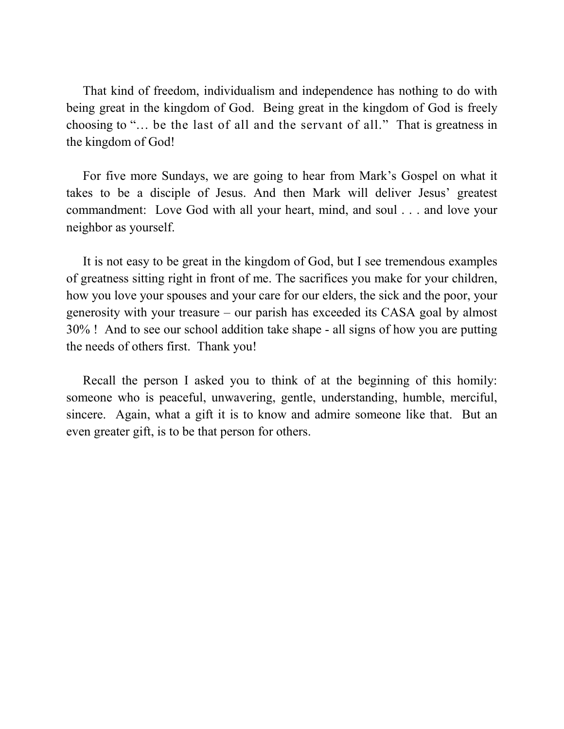That kind of freedom, individualism and independence has nothing to do with being great in the kingdom of God. Being great in the kingdom of God is freely choosing to "… be the last of all and the servant of all." That is greatness in the kingdom of God!

For five more Sundays, we are going to hear from Mark's Gospel on what it takes to be a disciple of Jesus. And then Mark will deliver Jesus' greatest commandment: Love God with all your heart, mind, and soul . . . and love your neighbor as yourself.

It is not easy to be great in the kingdom of God, but I see tremendous examples of greatness sitting right in front of me. The sacrifices you make for your children, how you love your spouses and your care for our elders, the sick and the poor, your generosity with your treasure – our parish has exceeded its CASA goal by almost 30% ! And to see our school addition take shape - all signs of how you are putting the needs of others first. Thank you!

Recall the person I asked you to think of at the beginning of this homily: someone who is peaceful, unwavering, gentle, understanding, humble, merciful, sincere. Again, what a gift it is to know and admire someone like that. But an even greater gift, is to be that person for others.